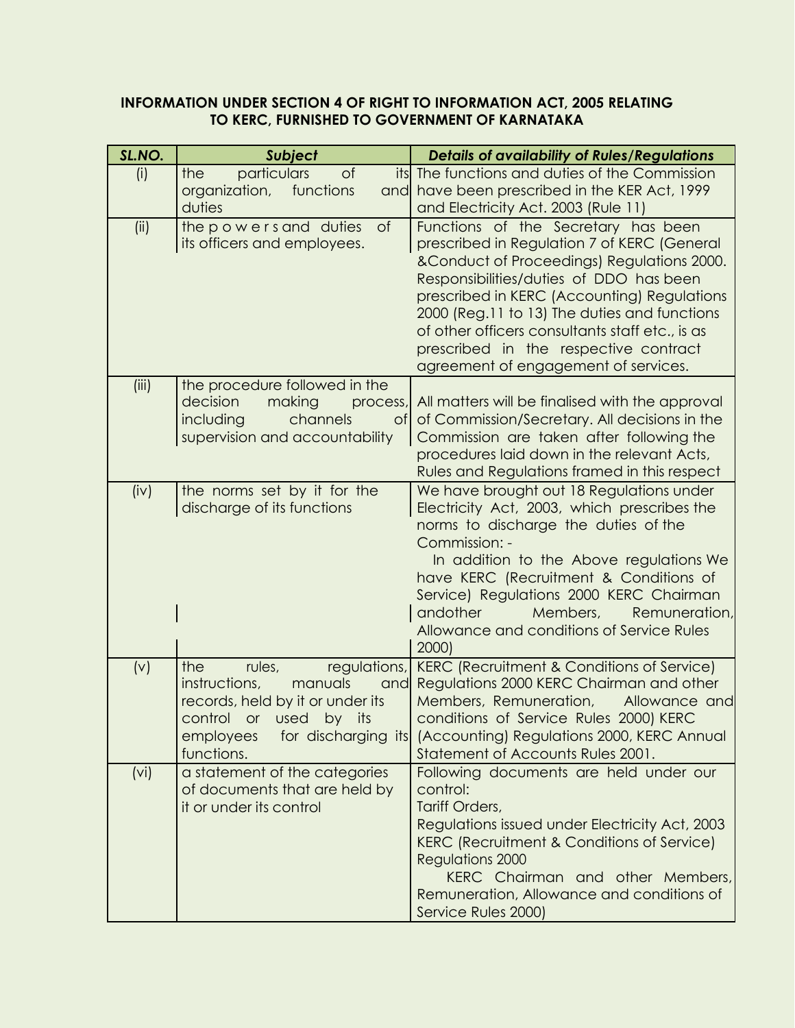**INFORMATION UNDER SECTION 4 OF RIGHT TO INFORMATION ACT, 2005 RELATING TO KERC, FURNISHED TO GOVERNMENT OF KARNATAKA**

| *SL.NO.* | *Subject* | *Details of availability of Rules/Regulations* |
|---|---|---|
| (i) | the particulars of its organization, functions and duties | The functions and duties of the Commission have been prescribed in the KER Act, 1999 and Electricity Act. 2003 (Rule 11) |
| (ii) | the powers and duties of its officers and employees. | Functions of the Secretary has been prescribed in Regulation 7 of KERC (General &Conduct of Proceedings) Regulations 2000. Responsibilities/duties of DDO has been prescribed in KERC (Accounting) Regulations 2000 (Reg.11 to 13) The duties and functions of other officers consultants staff etc., is as prescribed in the respective contract agreement of engagement of services. |
| (iii) | the procedure followed in the decision making process, including channels of supervision and accountability | All matters will be finalised with the approval of Commission/Secretary. All decisions in the Commission are taken after following the procedures laid down in the relevant Acts, Rules and Regulations framed in this respect |
| (iv) | the norms set by it for the discharge of its functions | We have brought out 18 Regulations under Electricity Act, 2003, which prescribes the norms to discharge the duties of the Commission: - In addition to the Above regulations We have KERC (Recruitment & Conditions of Service) Regulations 2000 KERC Chairman andother Members, Remuneration, Allowance and conditions of Service Rules 2000) |
| (v) | the rules, regulations, instructions, manuals and records, held by it or under its control or used by its employees for discharging its functions. | KERC (Recruitment & Conditions of Service) Regulations 2000 KERC Chairman and other Members, Remuneration, Allowance and conditions of Service Rules 2000) KERC (Accounting) Regulations 2000, KERC Annual Statement of Accounts Rules 2001. |
| (vi) | a statement of the categories of documents that are held by it or under its control | Following documents are held under our control: Tariff Orders, Regulations issued under Electricity Act, 2003 KERC (Recruitment & Conditions of Service) Regulations 2000 KERC Chairman and other Members, Remuneration, Allowance and conditions of Service Rules 2000) |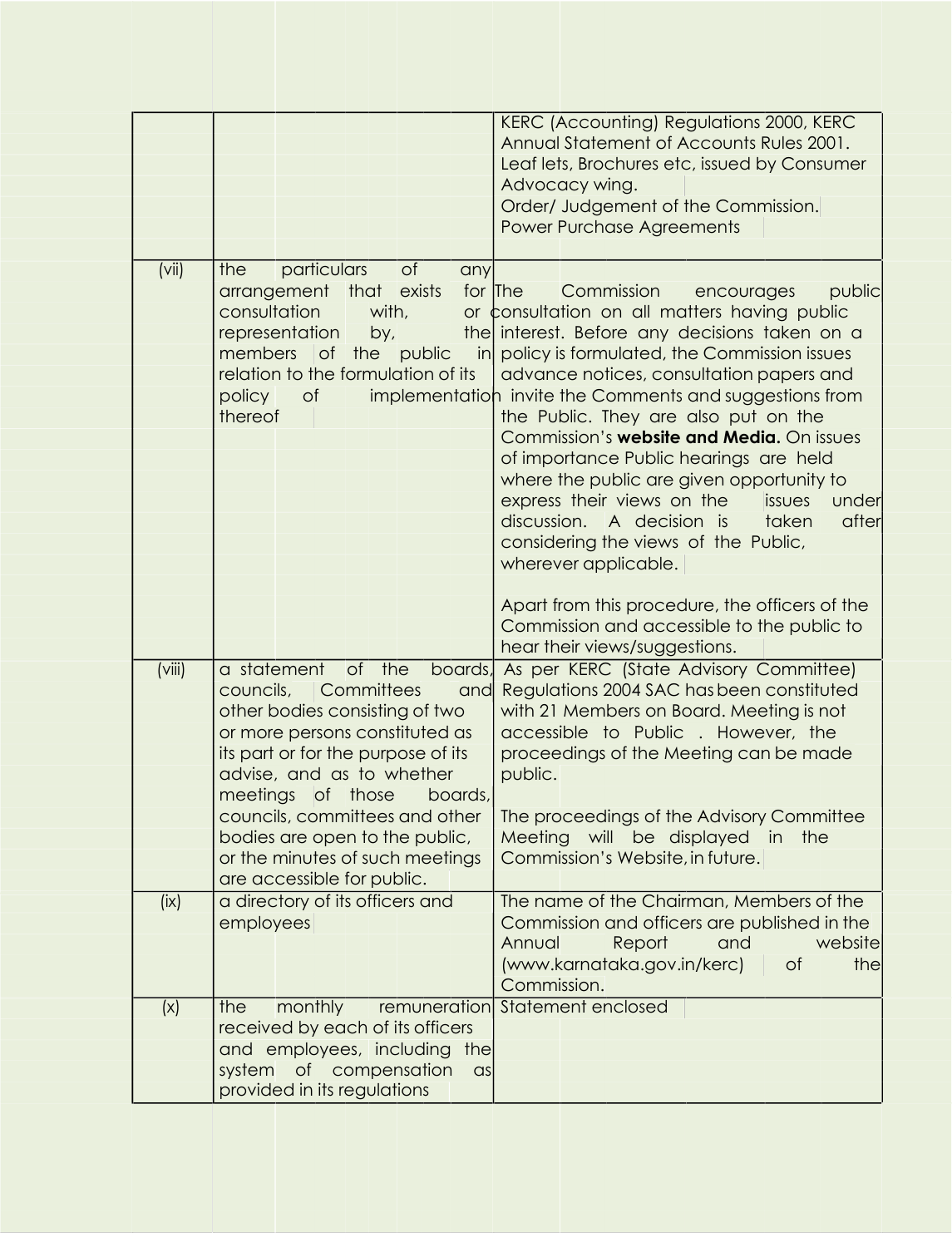| | | |
|---|---|---|
| | | KERC (Accounting) Regulations 2000, KERC Annual Statement of Accounts Rules 2001. Leaf lets, Brochures etc, issued by Consumer Advocacy wing. Order/ Judgement of the Commission. Power Purchase Agreements |
| (vii) | the particulars of any arrangement that exists for consultation with, or representation by, the members of the public in relation to the formulation of its policy of implementation thereof | The Commission encourages public consultation on all matters having public interest. Before any decisions taken on a policy is formulated, the Commission issues advance notices, consultation papers and invite the Comments and suggestions from the Public. They are also put on the Commission's **website and Media.** On issues of importance Public hearings are held where the public are given opportunity to express their views on the issues under discussion. A decision is taken after considering the views of the Public, wherever applicable.<br><br>Apart from this procedure, the officers of the Commission and accessible to the public to hear their views/suggestions. |
| (viii) | a statement of the boards, councils, Committees and other bodies consisting of two or more persons constituted as its part or for the purpose of its advise, and as to whether meetings of those boards, councils, committees and other bodies are open to the public, or the minutes of such meetings are accessible for public. | As per KERC (State Advisory Committee) Regulations 2004 SAC has been constituted with 21 Members on Board. Meeting is not accessible to Public . However, the proceedings of the Meeting can be made public.<br><br>The proceedings of the Advisory Committee Meeting will be displayed in the Commission's Website, in future. |
| (ix) | a directory of its officers and employees | The name of the Chairman, Members of the Commission and officers are published in the Annual Report and website (www.karnataka.gov.in/kerc) of the Commission. |
| (x) | the monthly remuneration received by each of its officers and employees, including the system of compensation as provided in its regulations | Statement enclosed |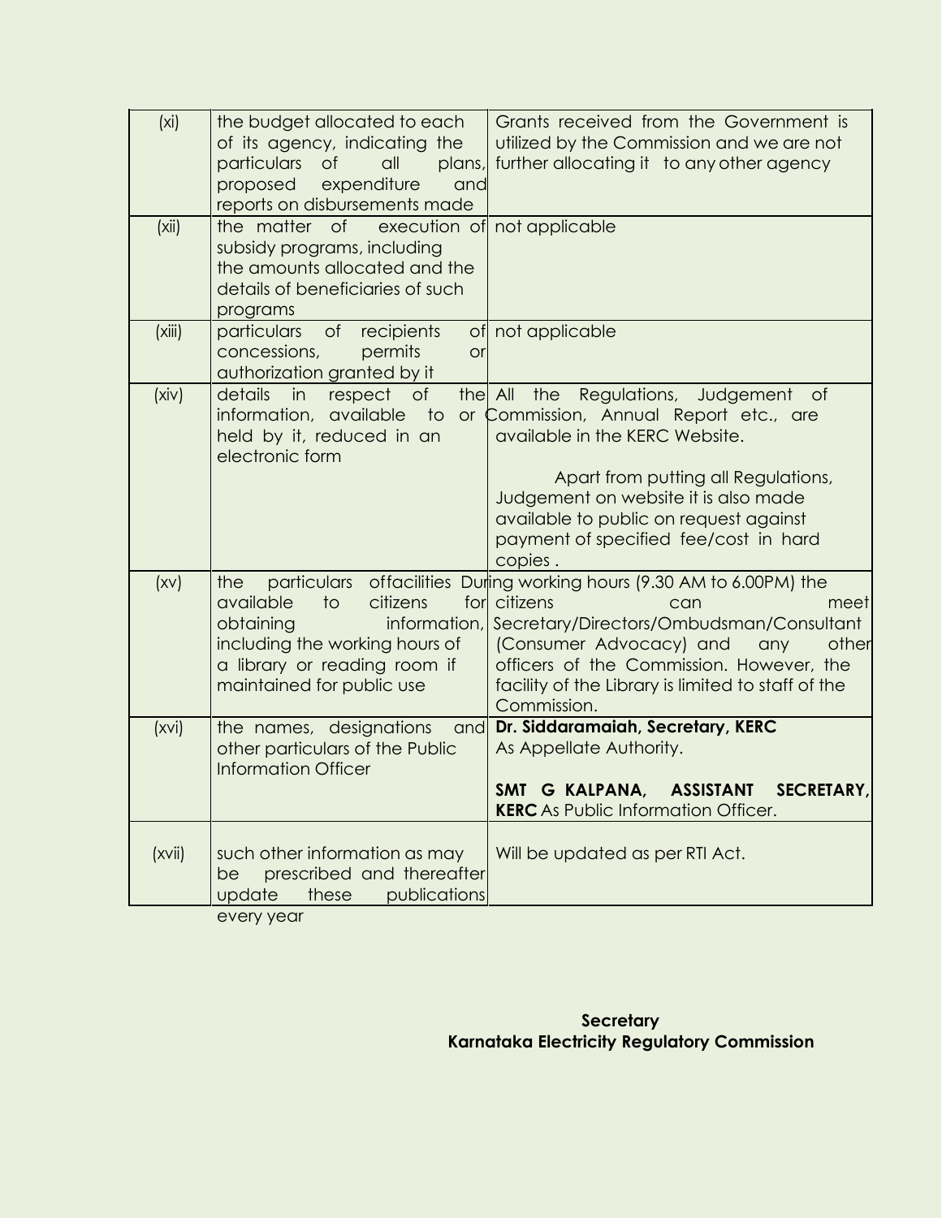| | | |
|---|---|---|
| (xi) | the budget allocated to each of its agency, indicating the particulars of all plans, proposed expenditure and reports on disbursements made | Grants received from the Government is utilized by the Commission and we are not further allocating it to any other agency |
| (xii) | the matter of execution of subsidy programs, including the amounts allocated and the details of beneficiaries of such programs | not applicable |
| (xiii) | particulars of recipients of concessions, permits or authorization granted by it | not applicable |
| (xiv) | details in respect of the information, available to or held by it, reduced in an electronic form | All the Regulations, Judgement of Commission, Annual Report etc., are available in the KERC Website.<br><br>Apart from putting all Regulations, Judgement on website it is also made available to public on request against payment of specified fee/cost in hard copies . |
| (xv) | the particulars offacilities available to citizens for obtaining information, including the working hours of a library or reading room if maintained for public use | During working hours (9.30 AM to 6.00PM) the citizens can meet Secretary/Directors/Ombudsman/Consultant (Consumer Advocacy) and any other officers of the Commission. However, the facility of the Library is limited to staff of the Commission. |
| (xvi) | the names, designations and other particulars of the Public Information Officer | **Dr. Siddaramaiah, Secretary, KERC** As Appellate Authority.<br><br>**SMT G KALPANA, ASSISTANT SECRETARY, KERC** As Public Information Officer. |
| (xvii) | such other information as may be prescribed and thereafter update these publications every year | Will be updated as per RTI Act. |

**Secretary**
**Karnataka Electricity Regulatory Commission**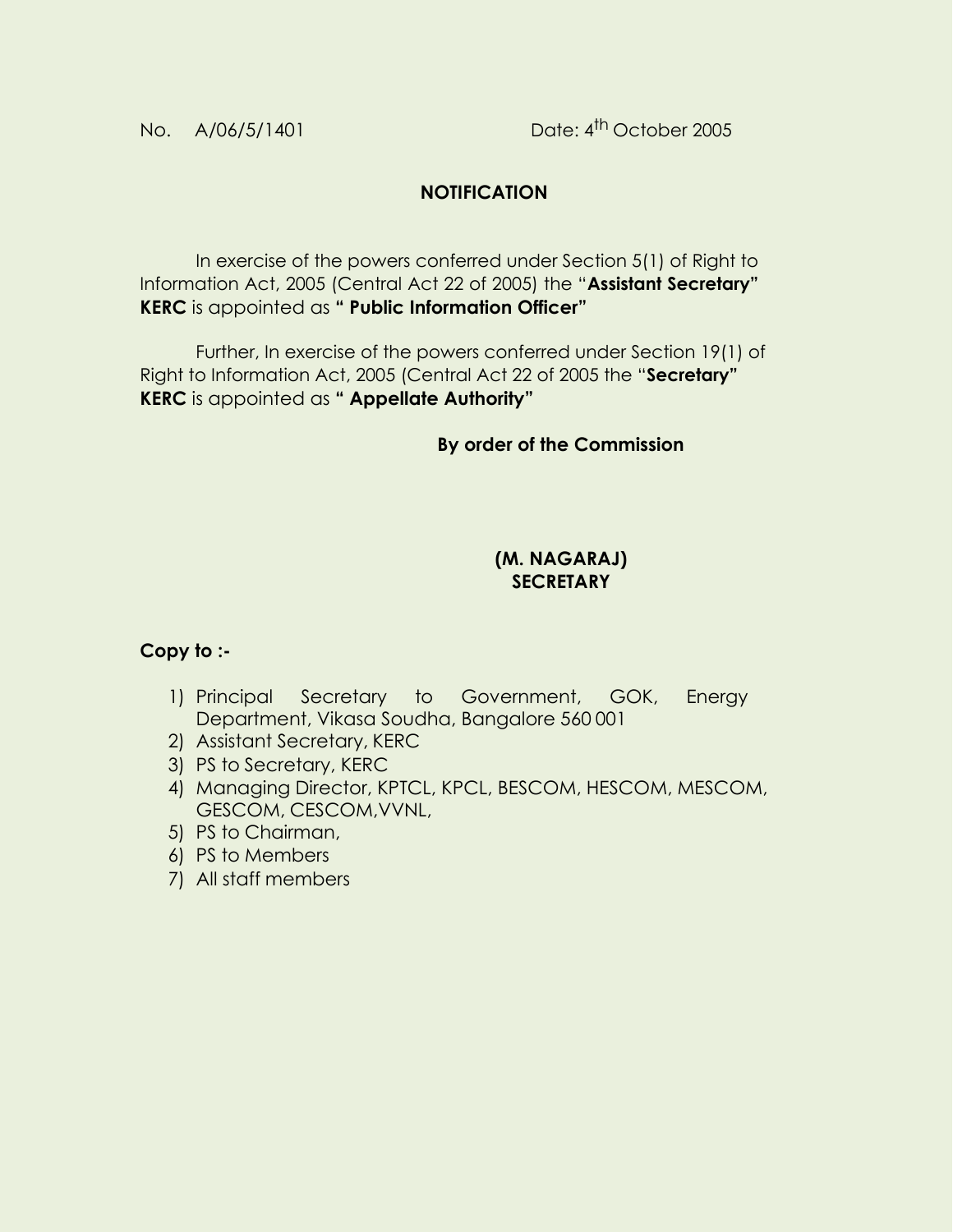No. A/06/5/1401 Date: 4th October 2005

## NOTIFICATION

In exercise of the powers conferred under Section 5(1) of Right to Information Act, 2005 (Central Act 22 of 2005) the "**Assistant Secretary" KERC** is appointed as **" Public Information Officer"**

Further, In exercise of the powers conferred under Section 19(1) of Right to Information Act, 2005 (Central Act 22 of 2005 the "**Secretary" KERC** is appointed as **" Appellate Authority"**

**By order of the Commission**

**(M. NAGARAJ)**
**SECRETARY**

**Copy to :-**

1) Principal Secretary to Government, GOK, Energy Department, Vikasa Soudha, Bangalore 560 001
2) Assistant Secretary, KERC
3) PS to Secretary, KERC
4) Managing Director, KPTCL, KPCL, BESCOM, HESCOM, MESCOM, GESCOM, CESCOM,VVNL,
5) PS to Chairman,
6) PS to Members
7) All staff members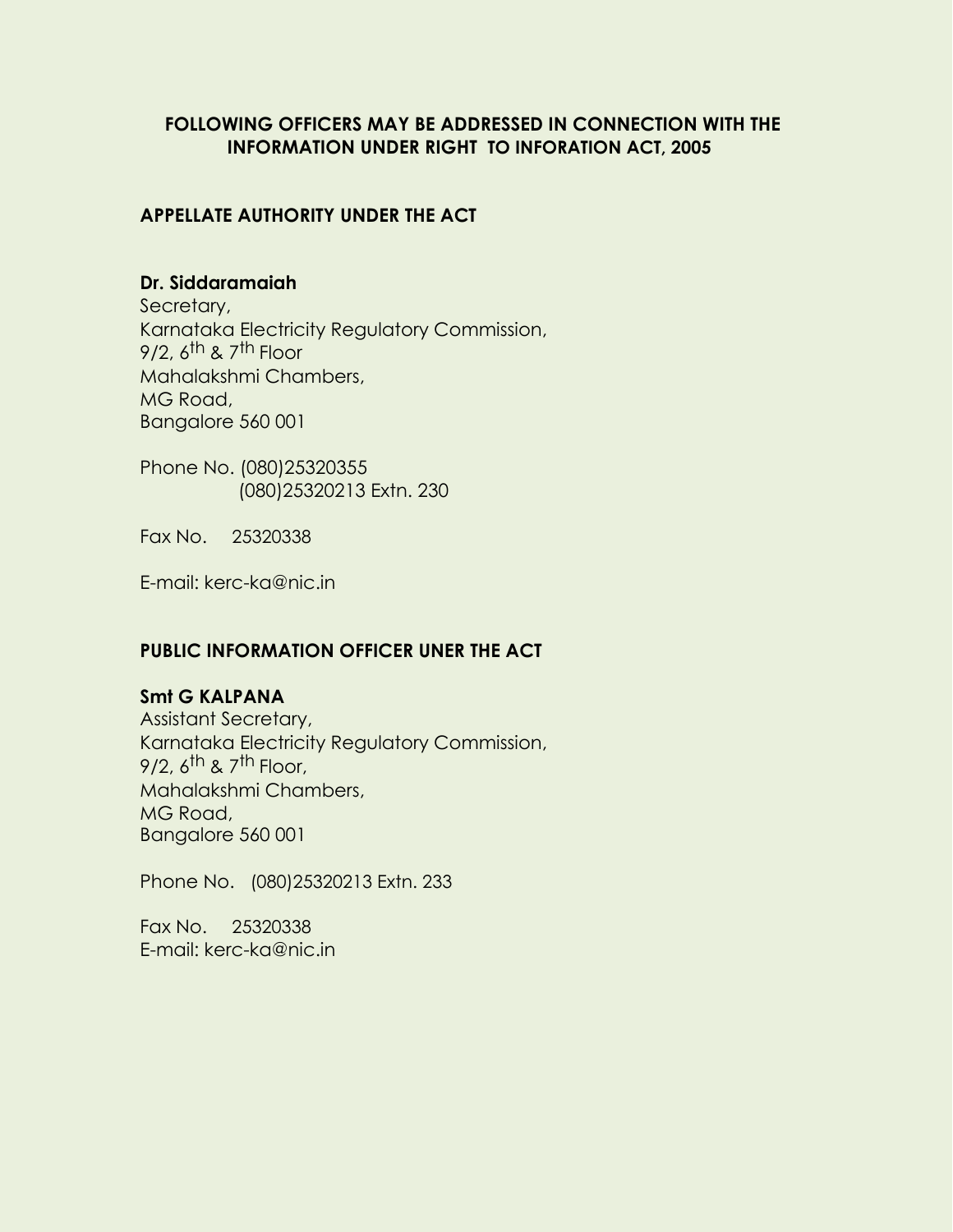**FOLLOWING OFFICERS MAY BE ADDRESSED IN CONNECTION WITH THE INFORMATION UNDER RIGHT TO INFORATION ACT, 2005**

**APPELLATE AUTHORITY UNDER THE ACT**

**Dr. Siddaramaiah**
Secretary,
Karnataka Electricity Regulatory Commission,
9/2, 6th & 7th Floor
Mahalakshmi Chambers,
MG Road,
Bangalore 560 001

Phone No. (080)25320355
(080)25320213 Extn. 230

Fax No. 25320338

E-mail: kerc-ka@nic.in

**PUBLIC INFORMATION OFFICER UNER THE ACT**

**Smt G KALPANA**
Assistant Secretary,
Karnataka Electricity Regulatory Commission,
9/2, 6th & 7th Floor,
Mahalakshmi Chambers,
MG Road,
Bangalore 560 001

Phone No. (080)25320213 Extn. 233

Fax No. 25320338
E-mail: kerc-ka@nic.in